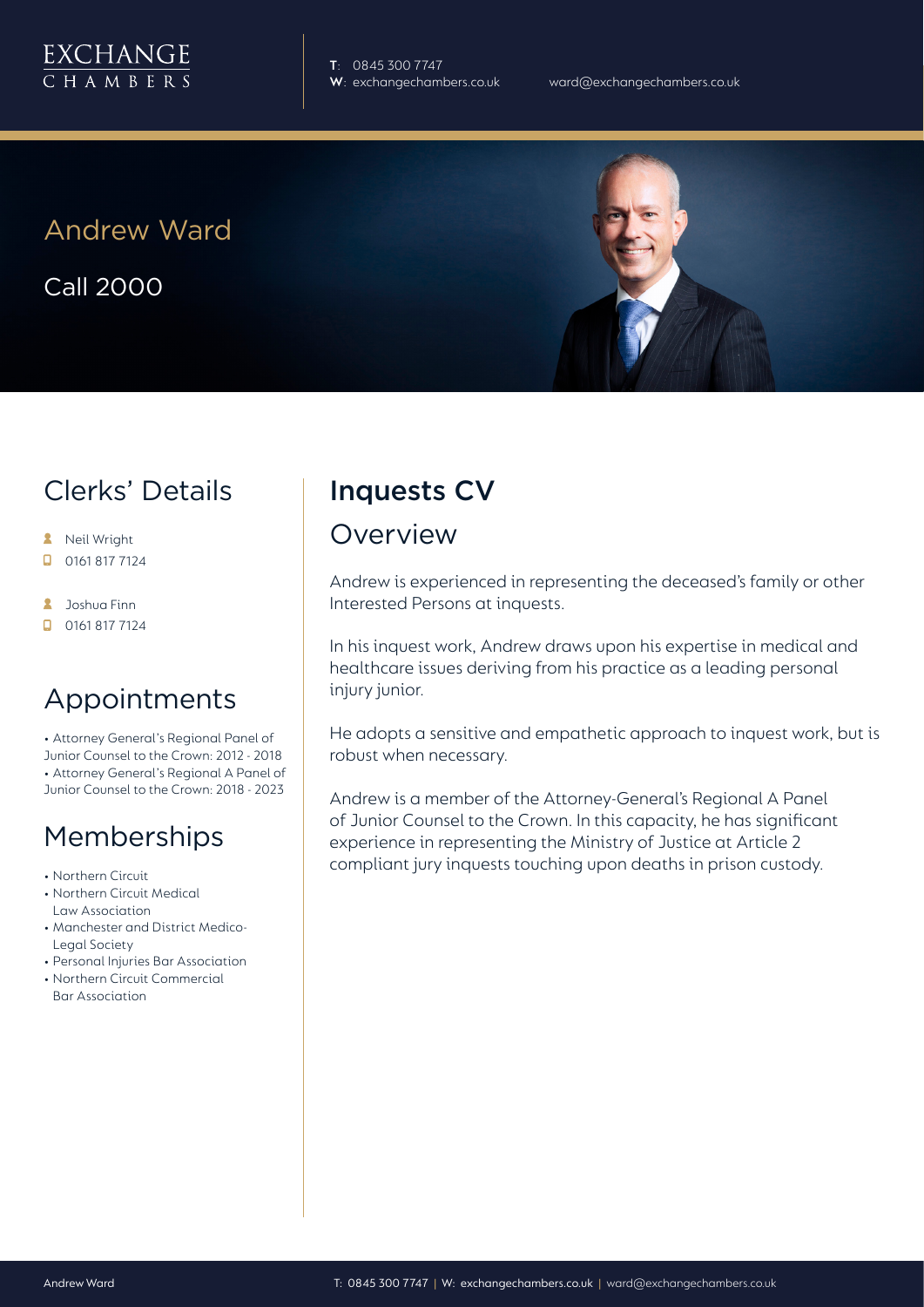EXCHANGE CHAMBERS

**T**: 0845 300 7747
**W**: exchangechambers.co.uk

ward@exchangechambers.co.uk

# Andrew Ward

Call 2000

## Clerks' Details

- Neil Wright
- 0161 817 7124

- Joshua Finn
- 0161 817 7124

## Appointments

- Attorney General's Regional Panel of Junior Counsel to the Crown: 2012 - 2018
- Attorney General's Regional A Panel of Junior Counsel to the Crown: 2018 - 2023

## Memberships

- Northern Circuit
- Northern Circuit Medical Law Association
- Manchester and District Medico-Legal Society
- Personal Injuries Bar Association
- Northern Circuit Commercial Bar Association

## Inquests CV

### Overview

Andrew is experienced in representing the deceased's family or other Interested Persons at inquests.

In his inquest work, Andrew draws upon his expertise in medical and healthcare issues deriving from his practice as a leading personal injury junior.

He adopts a sensitive and empathetic approach to inquest work, but is robust when necessary.

Andrew is a member of the Attorney-General's Regional A Panel of Junior Counsel to the Crown. In this capacity, he has significant experience in representing the Ministry of Justice at Article 2 compliant jury inquests touching upon deaths in prison custody.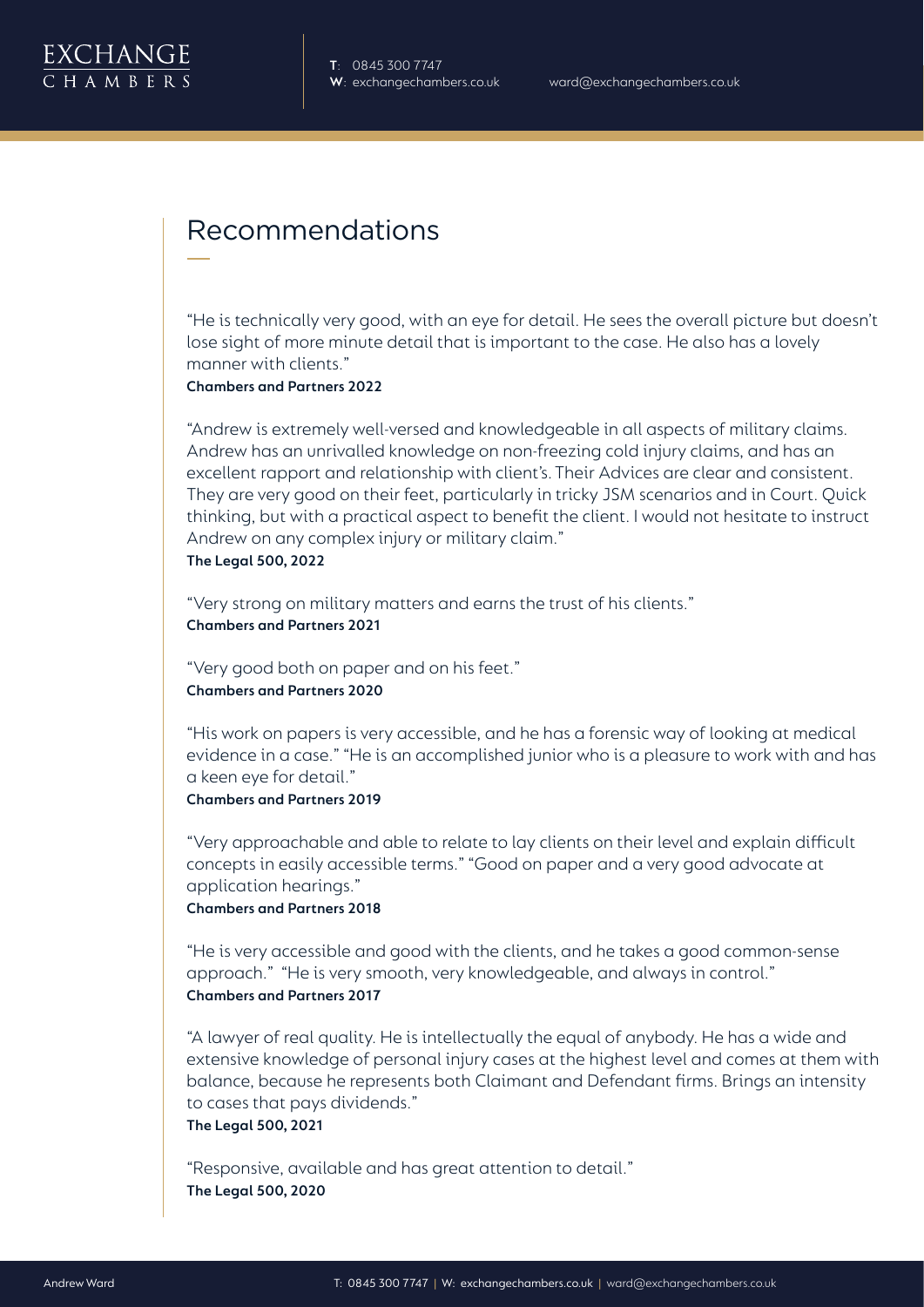# Recommendations

"He is technically very good, with an eye for detail. He sees the overall picture but doesn't lose sight of more minute detail that is important to the case. He also has a lovely manner with clients."
**Chambers and Partners 2022**

"Andrew is extremely well-versed and knowledgeable in all aspects of military claims. Andrew has an unrivalled knowledge on non-freezing cold injury claims, and has an excellent rapport and relationship with client's. Their Advices are clear and consistent. They are very good on their feet, particularly in tricky JSM scenarios and in Court. Quick thinking, but with a practical aspect to benefit the client. I would not hesitate to instruct Andrew on any complex injury or military claim."
**The Legal 500, 2022**

"Very strong on military matters and earns the trust of his clients."
**Chambers and Partners 2021**

"Very good both on paper and on his feet."
**Chambers and Partners 2020**

"His work on papers is very accessible, and he has a forensic way of looking at medical evidence in a case." "He is an accomplished junior who is a pleasure to work with and has a keen eye for detail."
**Chambers and Partners 2019**

"Very approachable and able to relate to lay clients on their level and explain difficult concepts in easily accessible terms." "Good on paper and a very good advocate at application hearings."
**Chambers and Partners 2018**

"He is very accessible and good with the clients, and he takes a good common-sense approach." "He is very smooth, very knowledgeable, and always in control."
**Chambers and Partners 2017**

"A lawyer of real quality. He is intellectually the equal of anybody. He has a wide and extensive knowledge of personal injury cases at the highest level and comes at them with balance, because he represents both Claimant and Defendant firms. Brings an intensity to cases that pays dividends."
**The Legal 500, 2021**

"Responsive, available and has great attention to detail."
**The Legal 500, 2020**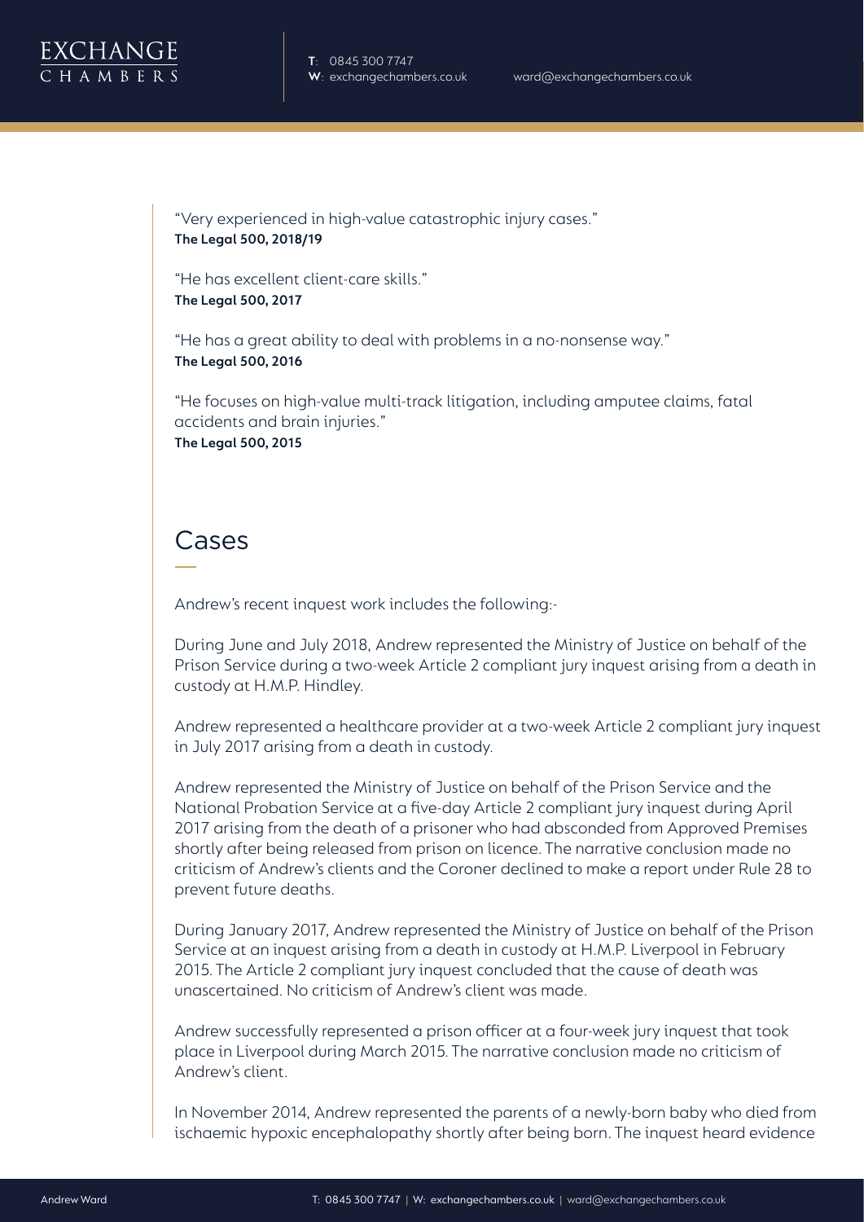"Very experienced in high-value catastrophic injury cases."
**The Legal 500, 2018/19**

"He has excellent client-care skills."
**The Legal 500, 2017**

"He has a great ability to deal with problems in a no-nonsense way."
**The Legal 500, 2016**

"He focuses on high-value multi-track litigation, including amputee claims, fatal accidents and brain injuries."
**The Legal 500, 2015**

## Cases

Andrew's recent inquest work includes the following:-

During June and July 2018, Andrew represented the Ministry of Justice on behalf of the Prison Service during a two-week Article 2 compliant jury inquest arising from a death in custody at H.M.P. Hindley.

Andrew represented a healthcare provider at a two-week Article 2 compliant jury inquest in July 2017 arising from a death in custody.

Andrew represented the Ministry of Justice on behalf of the Prison Service and the National Probation Service at a five-day Article 2 compliant jury inquest during April 2017 arising from the death of a prisoner who had absconded from Approved Premises shortly after being released from prison on licence. The narrative conclusion made no criticism of Andrew's clients and the Coroner declined to make a report under Rule 28 to prevent future deaths.

During January 2017, Andrew represented the Ministry of Justice on behalf of the Prison Service at an inquest arising from a death in custody at H.M.P. Liverpool in February 2015. The Article 2 compliant jury inquest concluded that the cause of death was unascertained. No criticism of Andrew's client was made.

Andrew successfully represented a prison officer at a four-week jury inquest that took place in Liverpool during March 2015. The narrative conclusion made no criticism of Andrew's client.

In November 2014, Andrew represented the parents of a newly-born baby who died from ischaemic hypoxic encephalopathy shortly after being born. The inquest heard evidence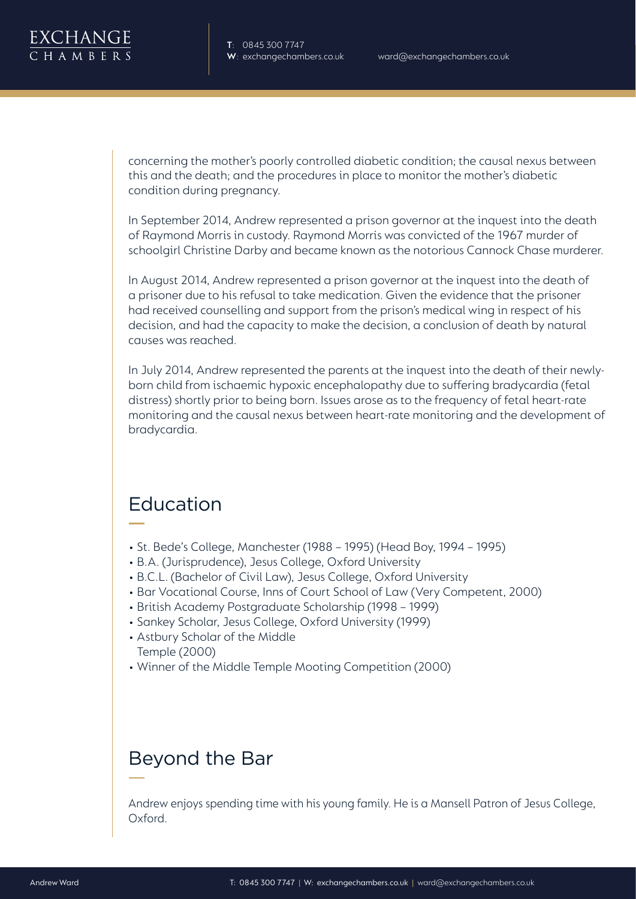concerning the mother's poorly controlled diabetic condition; the causal nexus between this and the death; and the procedures in place to monitor the mother's diabetic condition during pregnancy.

In September 2014, Andrew represented a prison governor at the inquest into the death of Raymond Morris in custody. Raymond Morris was convicted of the 1967 murder of schoolgirl Christine Darby and became known as the notorious Cannock Chase murderer.

In August 2014, Andrew represented a prison governor at the inquest into the death of a prisoner due to his refusal to take medication. Given the evidence that the prisoner had received counselling and support from the prison's medical wing in respect of his decision, and had the capacity to make the decision, a conclusion of death by natural causes was reached.

In July 2014, Andrew represented the parents at the inquest into the death of their newly-born child from ischaemic hypoxic encephalopathy due to suffering bradycardia (fetal distress) shortly prior to being born. Issues arose as to the frequency of fetal heart-rate monitoring and the causal nexus between heart-rate monitoring and the development of bradycardia.

## Education

- St. Bede's College, Manchester (1988 – 1995) (Head Boy, 1994 – 1995)
- B.A. (Jurisprudence), Jesus College, Oxford University
- B.C.L. (Bachelor of Civil Law), Jesus College, Oxford University
- Bar Vocational Course, Inns of Court School of Law (Very Competent, 2000)
- British Academy Postgraduate Scholarship (1998 – 1999)
- Sankey Scholar, Jesus College, Oxford University (1999)
- Astbury Scholar of the Middle Temple (2000)
- Winner of the Middle Temple Mooting Competition (2000)

## Beyond the Bar

Andrew enjoys spending time with his young family. He is a Mansell Patron of Jesus College, Oxford.